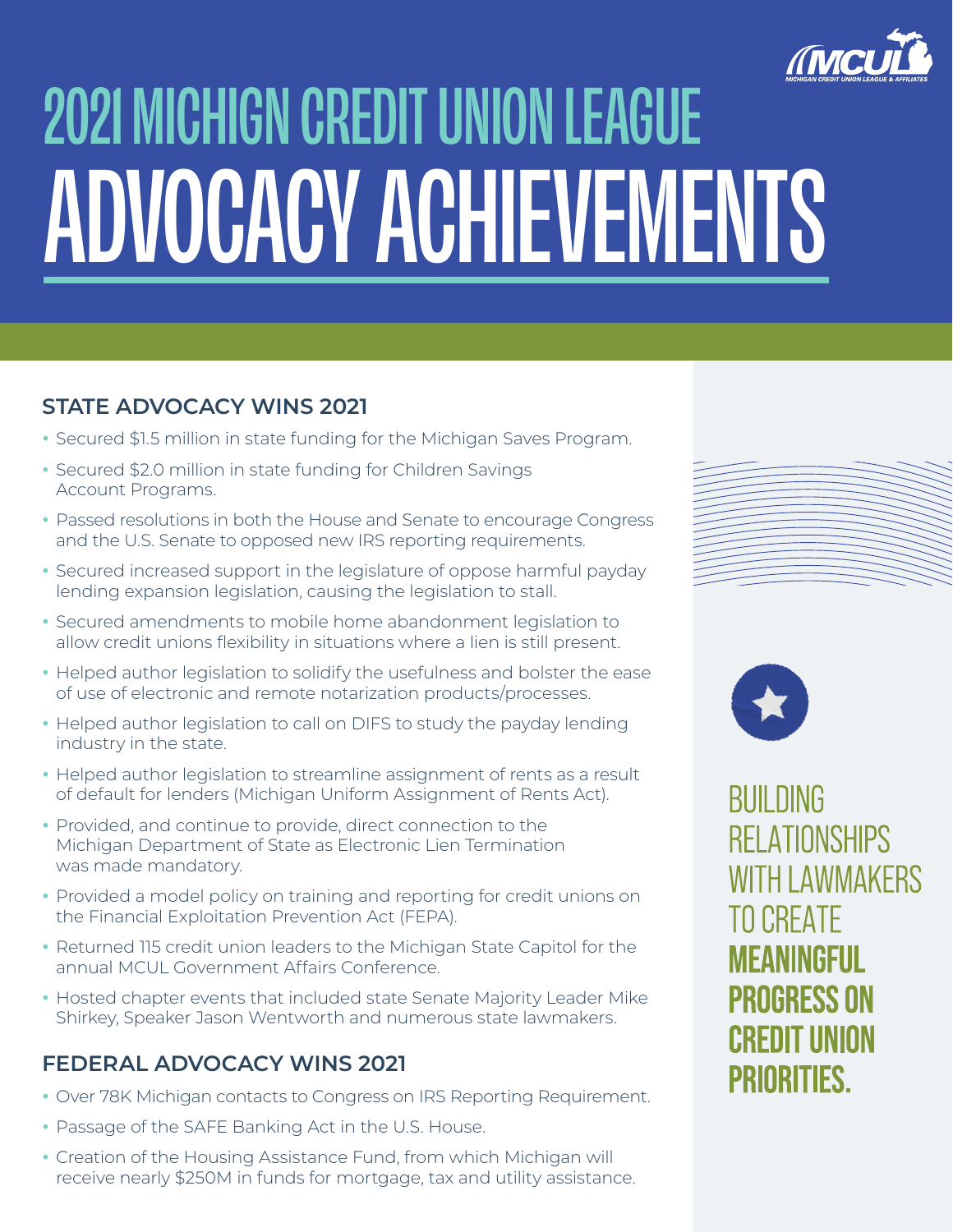# 2021 MICHIGN CREDIT UNION LEAGUE ADVOCACY ACHIEVEMENTS

## STATE ADVOCACY WINS 2021

- Secured $1.5 million in state funding for the Michigan Saves Program.
- Secured $2.0 million in state funding for Children Savings Account Programs.
- Passed resolutions in both the House and Senate to encourage Congress and the U.S. Senate to opposed new IRS reporting requirements.
- Secured increased support in the legislature of oppose harmful payday lending expansion legislation, causing the legislation to stall.
- Secured amendments to mobile home abandonment legislation to allow credit unions flexibility in situations where a lien is still present.
- Helped author legislation to solidify the usefulness and bolster the ease of use of electronic and remote notarization products/processes.
- Helped author legislation to call on DIFS to study the payday lending industry in the state.
- Helped author legislation to streamline assignment of rents as a result of default for lenders (Michigan Uniform Assignment of Rents Act).
- Provided, and continue to provide, direct connection to the Michigan Department of State as Electronic Lien Termination was made mandatory.
- Provided a model policy on training and reporting for credit unions on the Financial Exploitation Prevention Act (FEPA).
- Returned 115 credit union leaders to the Michigan State Capitol for the annual MCUL Government Affairs Conference.
- Hosted chapter events that included state Senate Majority Leader Mike Shirkey, Speaker Jason Wentworth and numerous state lawmakers.

## FEDERAL ADVOCACY WINS 2021

- Over 78K Michigan contacts to Congress on IRS Reporting Requirement.
- Passage of the SAFE Banking Act in the U.S. House.
- Creation of the Housing Assistance Fund, from which Michigan will receive nearly $250M in funds for mortgage, tax and utility assistance.

BUILDING RELATIONSHIPS WITH LAWMAKERS TO CREATE **MEANINGFUL PROGRESS ON CREDIT UNION PRIORITIES.**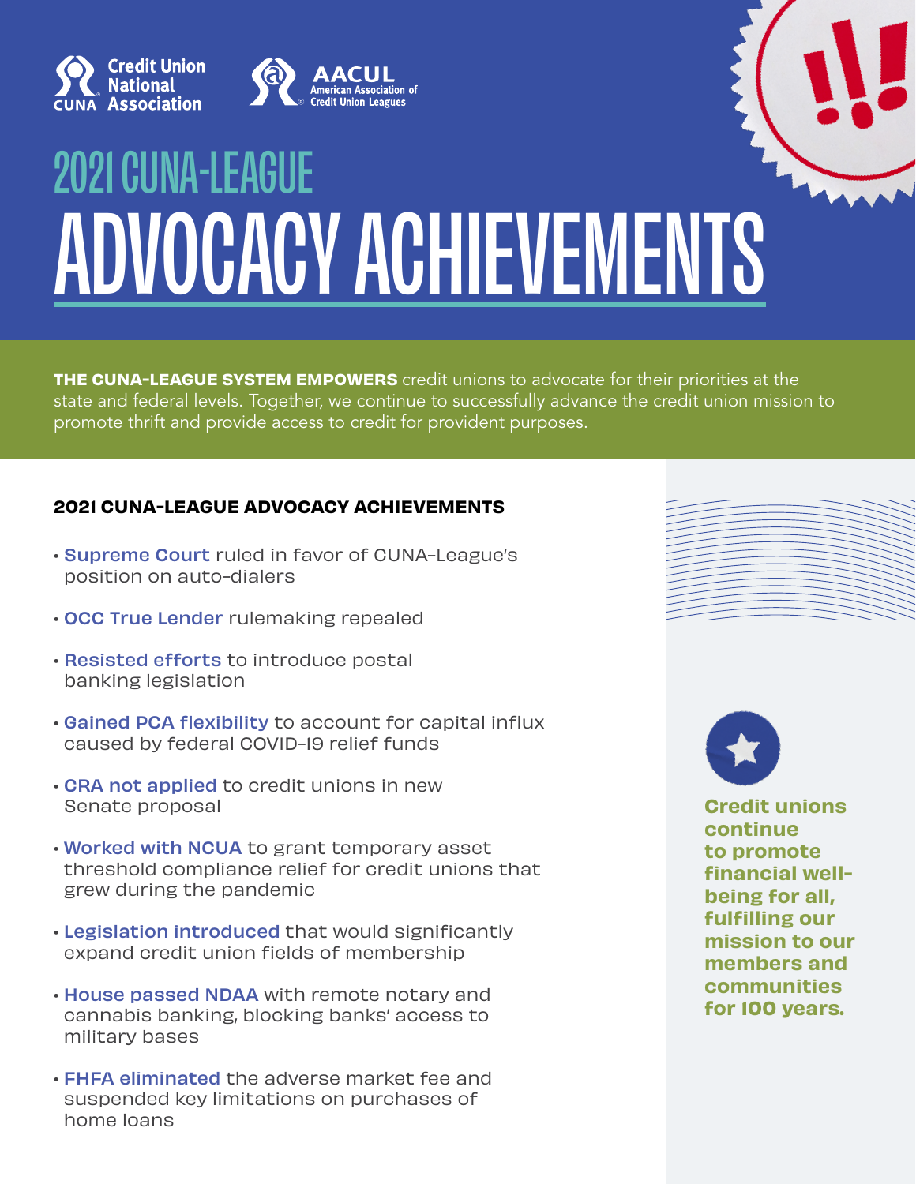Credit Union National Association

CUNA

AACUL American Association of Credit Union Leagues

# 2021 CUNA-LEAGUE ADVOCACY ACHIEVEMENTS

**THE CUNA-LEAGUE SYSTEM EMPOWERS** credit unions to advocate for their priorities at the state and federal levels. Together, we continue to successfully advance the credit union mission to promote thrift and provide access to credit for provident purposes.

## 2021 CUNA-LEAGUE ADVOCACY ACHIEVEMENTS

- **Supreme Court** ruled in favor of CUNA-League's position on auto-dialers
- **OCC True Lender** rulemaking repealed
- **Resisted efforts** to introduce postal banking legislation
- **Gained PCA flexibility** to account for capital influx caused by federal COVID-19 relief funds
- **CRA not applied** to credit unions in new Senate proposal
- **Worked with NCUA** to grant temporary asset threshold compliance relief for credit unions that grew during the pandemic
- **Legislation introduced** that would significantly expand credit union fields of membership
- **House passed NDAA** with remote notary and cannabis banking, blocking banks' access to military bases
- **FHFA eliminated** the adverse market fee and suspended key limitations on purchases of home loans

**Credit unions continue to promote financial well-being for all, fulfilling our mission to our members and communities for 100 years.**